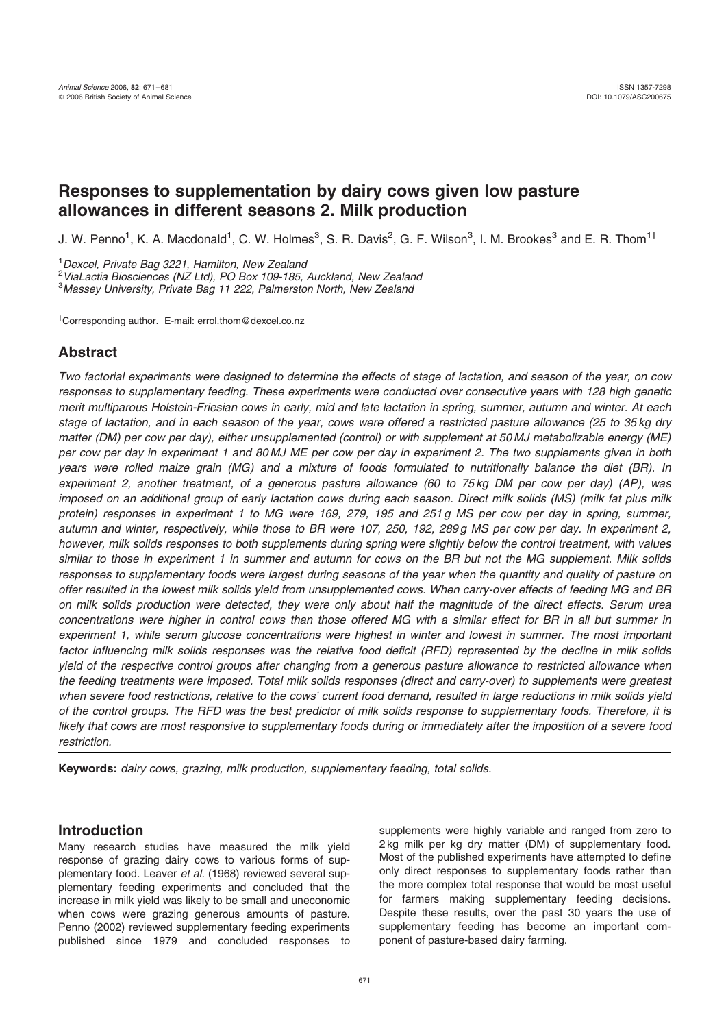# Responses to supplementation by dairy cows given low pasture allowances in different seasons 2. Milk production

J. W. Penno[1], K. A. Macdonald[1], C. W. Holmes[3], S. R. Davis[2], G. F. Wilson[3], I. M. Brookes[3] and E. R. Thom[1†]

[1] *Dexcel, Private Bag 3221, Hamilton, New Zealand*
[2] *ViaLactia Biosciences (NZ Ltd), PO Box 109-185, Auckland, New Zealand*
[3] *Massey University, Private Bag 11 222, Palmerston North, New Zealand*

[†] Corresponding author. E-mail: errol.thom@dexcel.co.nz

## Abstract

*Two factorial experiments were designed to determine the effects of stage of lactation, and season of the year, on cow responses to supplementary feeding. These experiments were conducted over consecutive years with 128 high genetic merit multiparous Holstein-Friesian cows in early, mid and late lactation in spring, summer, autumn and winter. At each stage of lactation, and in each season of the year, cows were offered a restricted pasture allowance (25 to 35 kg dry matter (DM) per cow per day), either unsupplemented (control) or with supplement at 50 MJ metabolizable energy (ME) per cow per day in experiment 1 and 80 MJ ME per cow per day in experiment 2. The two supplements given in both years were rolled maize grain (MG) and a mixture of foods formulated to nutritionally balance the diet (BR). In experiment 2, another treatment, of a generous pasture allowance (60 to 75 kg DM per cow per day) (AP), was imposed on an additional group of early lactation cows during each season. Direct milk solids (MS) (milk fat plus milk protein) responses in experiment 1 to MG were 169, 279, 195 and 251 g MS per cow per day in spring, summer, autumn and winter, respectively, while those to BR were 107, 250, 192, 289 g MS per cow per day. In experiment 2, however, milk solids responses to both supplements during spring were slightly below the control treatment, with values similar to those in experiment 1 in summer and autumn for cows on the BR but not the MG supplement. Milk solids responses to supplementary foods were largest during seasons of the year when the quantity and quality of pasture on offer resulted in the lowest milk solids yield from unsupplemented cows. When carry-over effects of feeding MG and BR on milk solids production were detected, they were only about half the magnitude of the direct effects. Serum urea concentrations were higher in control cows than those offered MG with a similar effect for BR in all but summer in experiment 1, while serum glucose concentrations were highest in winter and lowest in summer. The most important factor influencing milk solids responses was the relative food deficit (RFD) represented by the decline in milk solids yield of the respective control groups after changing from a generous pasture allowance to restricted allowance when the feeding treatments were imposed. Total milk solids responses (direct and carry-over) to supplements were greatest when severe food restrictions, relative to the cows' current food demand, resulted in large reductions in milk solids yield of the control groups. The RFD was the best predictor of milk solids response to supplementary foods. Therefore, it is likely that cows are most responsive to supplementary foods during or immediately after the imposition of a severe food restriction.*

**Keywords:** *dairy cows, grazing, milk production, supplementary feeding, total solids.*

## Introduction

Many research studies have measured the milk yield response of grazing dairy cows to various forms of supplementary food. Leaver *et al.* (1968) reviewed several supplementary feeding experiments and concluded that the increase in milk yield was likely to be small and uneconomic when cows were grazing generous amounts of pasture. Penno (2002) reviewed supplementary feeding experiments published since 1979 and concluded responses to supplements were highly variable and ranged from zero to 2 kg milk per kg dry matter (DM) of supplementary food. Most of the published experiments have attempted to define only direct responses to supplementary foods rather than the more complex total response that would be most useful for farmers making supplementary feeding decisions. Despite these results, over the past 30 years the use of supplementary feeding has become an important component of pasture-based dairy farming.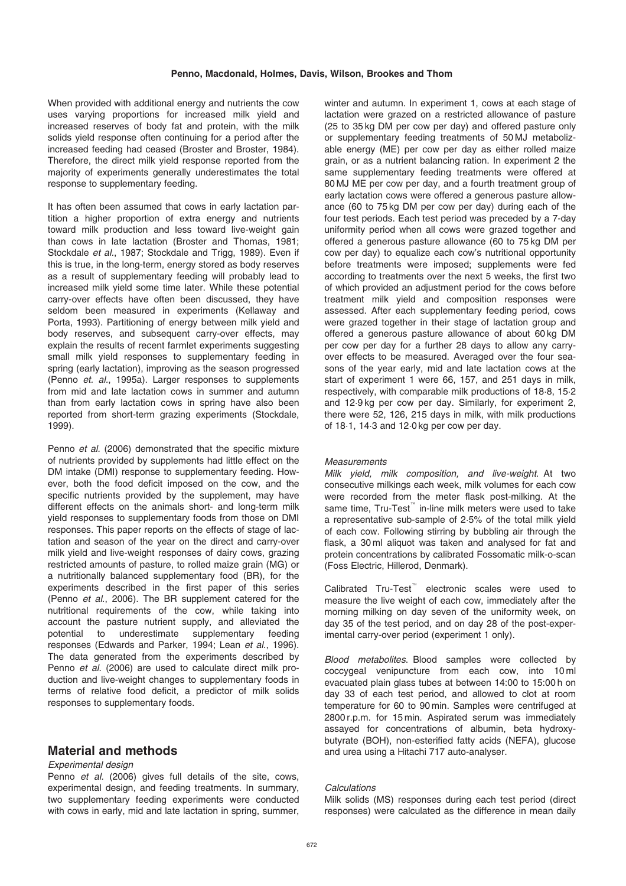When provided with additional energy and nutrients the cow uses varying proportions for increased milk yield and increased reserves of body fat and protein, with the milk solids yield response often continuing for a period after the increased feeding had ceased (Broster and Broster, 1984). Therefore, the direct milk yield response reported from the majority of experiments generally underestimates the total response to supplementary feeding.

It has often been assumed that cows in early lactation partition a higher proportion of extra energy and nutrients toward milk production and less toward live-weight gain than cows in late lactation (Broster and Thomas, 1981; Stockdale *et al.*, 1987; Stockdale and Trigg, 1989). Even if this is true, in the long-term, energy stored as body reserves as a result of supplementary feeding will probably lead to increased milk yield some time later. While these potential carry-over effects have often been discussed, they have seldom been measured in experiments (Kellaway and Porta, 1993). Partitioning of energy between milk yield and body reserves, and subsequent carry-over effects, may explain the results of recent farmlet experiments suggesting small milk yield responses to supplementary feeding in spring (early lactation), improving as the season progressed (Penno *et. al.*, 1995a). Larger responses to supplements from mid and late lactation cows in summer and autumn than from early lactation cows in spring have also been reported from short-term grazing experiments (Stockdale, 1999).

Penno *et al.* (2006) demonstrated that the specific mixture of nutrients provided by supplements had little effect on the DM intake (DMI) response to supplementary feeding. However, both the food deficit imposed on the cow, and the specific nutrients provided by the supplement, may have different effects on the animals short- and long-term milk yield responses to supplementary foods from those on DMI responses. This paper reports on the effects of stage of lactation and season of the year on the direct and carry-over milk yield and live-weight responses of dairy cows, grazing restricted amounts of pasture, to rolled maize grain (MG) or a nutritionally balanced supplementary food (BR), for the experiments described in the first paper of this series (Penno *et al.*, 2006). The BR supplement catered for the nutritional requirements of the cow, while taking into account the pasture nutrient supply, and alleviated the potential to underestimate supplementary feeding responses (Edwards and Parker, 1994; Lean *et al.*, 1996). The data generated from the experiments described by Penno *et al.* (2006) are used to calculate direct milk production and live-weight changes to supplementary foods in terms of relative food deficit, a predictor of milk solids responses to supplementary foods.

## Material and methods

### *Experimental design*

Penno *et al.* (2006) gives full details of the site, cows, experimental design, and feeding treatments. In summary, two supplementary feeding experiments were conducted with cows in early, mid and late lactation in spring, summer, winter and autumn. In experiment 1, cows at each stage of lactation were grazed on a restricted allowance of pasture (25 to 35 kg DM per cow per day) and offered pasture only or supplementary feeding treatments of 50 MJ metabolizable energy (ME) per cow per day as either rolled maize grain, or as a nutrient balancing ration. In experiment 2 the same supplementary feeding treatments were offered at 80 MJ ME per cow per day, and a fourth treatment group of early lactation cows were offered a generous pasture allowance (60 to 75 kg DM per cow per day) during each of the four test periods. Each test period was preceded by a 7-day uniformity period when all cows were grazed together and offered a generous pasture allowance (60 to 75 kg DM per cow per day) to equalize each cow's nutritional opportunity before treatments were imposed; supplements were fed according to treatments over the next 5 weeks, the first two of which provided an adjustment period for the cows before treatment milk yield and composition responses were assessed. After each supplementary feeding period, cows were grazed together in their stage of lactation group and offered a generous pasture allowance of about 60 kg DM per cow per day for a further 28 days to allow any carry-over effects to be measured. Averaged over the four seasons of the year early, mid and late lactation cows at the start of experiment 1 were 66, 157, and 251 days in milk, respectively, with comparable milk productions of 18·8, 15·2 and 12·9 kg per cow per day. Similarly, for experiment 2, there were 52, 126, 215 days in milk, with milk productions of 18·1, 14·3 and 12·0 kg per cow per day.

### *Measurements*

*Milk yield, milk composition, and live-weight.* At two consecutive milkings each week, milk volumes for each cow were recorded from the meter flask post-milking. At the same time, Tru-Test™ in-line milk meters were used to take a representative sub-sample of 2·5% of the total milk yield of each cow. Following stirring by bubbling air through the flask, a 30 ml aliquot was taken and analysed for fat and protein concentrations by calibrated Fossomatic milk-o-scan (Foss Electric, Hillerod, Denmark).

Calibrated Tru-Test™ electronic scales were used to measure the live weight of each cow, immediately after the morning milking on day seven of the uniformity week, on day 35 of the test period, and on day 28 of the post-experimental carry-over period (experiment 1 only).

*Blood metabolites.* Blood samples were collected by coccygeal venipuncture from each cow, into 10 ml evacuated plain glass tubes at between 14:00 to 15:00 h on day 33 of each test period, and allowed to clot at room temperature for 60 to 90 min. Samples were centrifuged at 2800 r.p.m. for 15 min. Aspirated serum was immediately assayed for concentrations of albumin, beta hydroxybutyrate (BOH), non-esterified fatty acids (NEFA), glucose and urea using a Hitachi 717 auto-analyser.

### *Calculations*

Milk solids (MS) responses during each test period (direct responses) were calculated as the difference in mean daily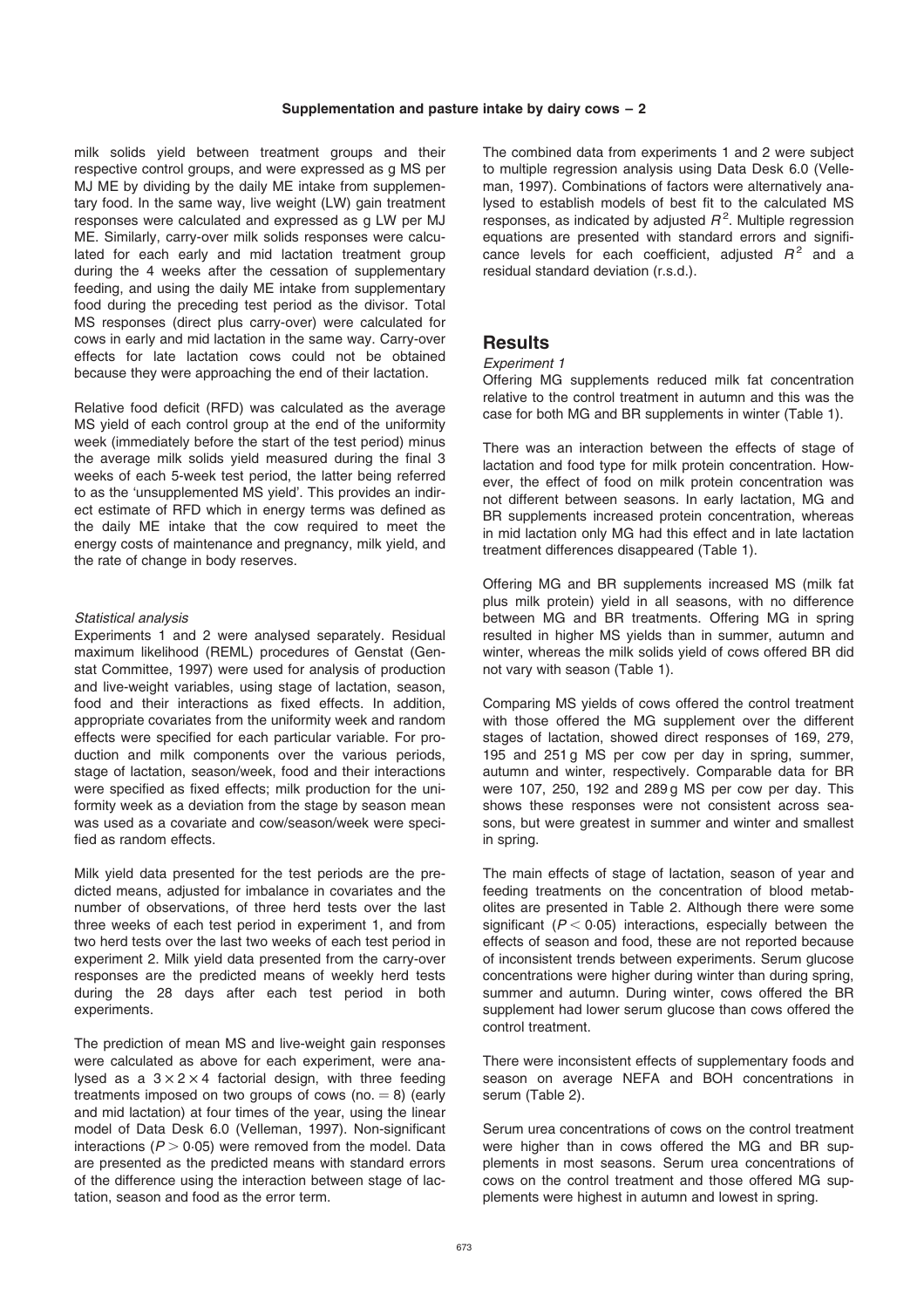milk solids yield between treatment groups and their respective control groups, and were expressed as g MS per MJ ME by dividing by the daily ME intake from supplementary food. In the same way, live weight (LW) gain treatment responses were calculated and expressed as g LW per MJ ME. Similarly, carry-over milk solids responses were calculated for each early and mid lactation treatment group during the 4 weeks after the cessation of supplementary feeding, and using the daily ME intake from supplementary food during the preceding test period as the divisor. Total MS responses (direct plus carry-over) were calculated for cows in early and mid lactation in the same way. Carry-over effects for late lactation cows could not be obtained because they were approaching the end of their lactation.

Relative food deficit (RFD) was calculated as the average MS yield of each control group at the end of the uniformity week (immediately before the start of the test period) minus the average milk solids yield measured during the final 3 weeks of each 5-week test period, the latter being referred to as the 'unsupplemented MS yield'. This provides an indirect estimate of RFD which in energy terms was defined as the daily ME intake that the cow required to meet the energy costs of maintenance and pregnancy, milk yield, and the rate of change in body reserves.

### *Statistical analysis*

Experiments 1 and 2 were analysed separately. Residual maximum likelihood (REML) procedures of Genstat (Genstat Committee, 1997) were used for analysis of production and live-weight variables, using stage of lactation, season, food and their interactions as fixed effects. In addition, appropriate covariates from the uniformity week and random effects were specified for each particular variable. For production and milk components over the various periods, stage of lactation, season/week, food and their interactions were specified as fixed effects; milk production for the uniformity week as a deviation from the stage by season mean was used as a covariate and cow/season/week were specified as random effects.

Milk yield data presented for the test periods are the predicted means, adjusted for imbalance in covariates and the number of observations, of three herd tests over the last three weeks of each test period in experiment 1, and from two herd tests over the last two weeks of each test period in experiment 2. Milk yield data presented from the carry-over responses are the predicted means of weekly herd tests during the 28 days after each test period in both experiments.

The prediction of mean MS and live-weight gain responses were calculated as above for each experiment, were analysed as a $3 \times 2 \times 4$ factorial design, with three feeding treatments imposed on two groups of cows (no. = 8) (early and mid lactation) at four times of the year, using the linear model of Data Desk 6.0 (Velleman, 1997). Non-significant interactions ($P > 0{\cdot}05$) were removed from the model. Data are presented as the predicted means with standard errors of the difference using the interaction between stage of lactation, season and food as the error term.

The combined data from experiments 1 and 2 were subject to multiple regression analysis using Data Desk 6.0 (Velleman, 1997). Combinations of factors were alternatively analysed to establish models of best fit to the calculated MS responses, as indicated by adjusted $R^2$. Multiple regression equations are presented with standard errors and significance levels for each coefficient, adjusted $R^2$ and a residual standard deviation (r.s.d.).

## Results

### *Experiment 1*

Offering MG supplements reduced milk fat concentration relative to the control treatment in autumn and this was the case for both MG and BR supplements in winter (Table 1).

There was an interaction between the effects of stage of lactation and food type for milk protein concentration. However, the effect of food on milk protein concentration was not different between seasons. In early lactation, MG and BR supplements increased protein concentration, whereas in mid lactation only MG had this effect and in late lactation treatment differences disappeared (Table 1).

Offering MG and BR supplements increased MS (milk fat plus milk protein) yield in all seasons, with no difference between MG and BR treatments. Offering MG in spring resulted in higher MS yields than in summer, autumn and winter, whereas the milk solids yield of cows offered BR did not vary with season (Table 1).

Comparing MS yields of cows offered the control treatment with those offered the MG supplement over the different stages of lactation, showed direct responses of 169, 279, 195 and 251 g MS per cow per day in spring, summer, autumn and winter, respectively. Comparable data for BR were 107, 250, 192 and 289 g MS per cow per day. This shows these responses were not consistent across seasons, but were greatest in summer and winter and smallest in spring.

The main effects of stage of lactation, season of year and feeding treatments on the concentration of blood metabolites are presented in Table 2. Although there were some significant ($P < 0{\cdot}05$) interactions, especially between the effects of season and food, these are not reported because of inconsistent trends between experiments. Serum glucose concentrations were higher during winter than during spring, summer and autumn. During winter, cows offered the BR supplement had lower serum glucose than cows offered the control treatment.

There were inconsistent effects of supplementary foods and season on average NEFA and BOH concentrations in serum (Table 2).

Serum urea concentrations of cows on the control treatment were higher than in cows offered the MG and BR supplements in most seasons. Serum urea concentrations of cows on the control treatment and those offered MG supplements were highest in autumn and lowest in spring.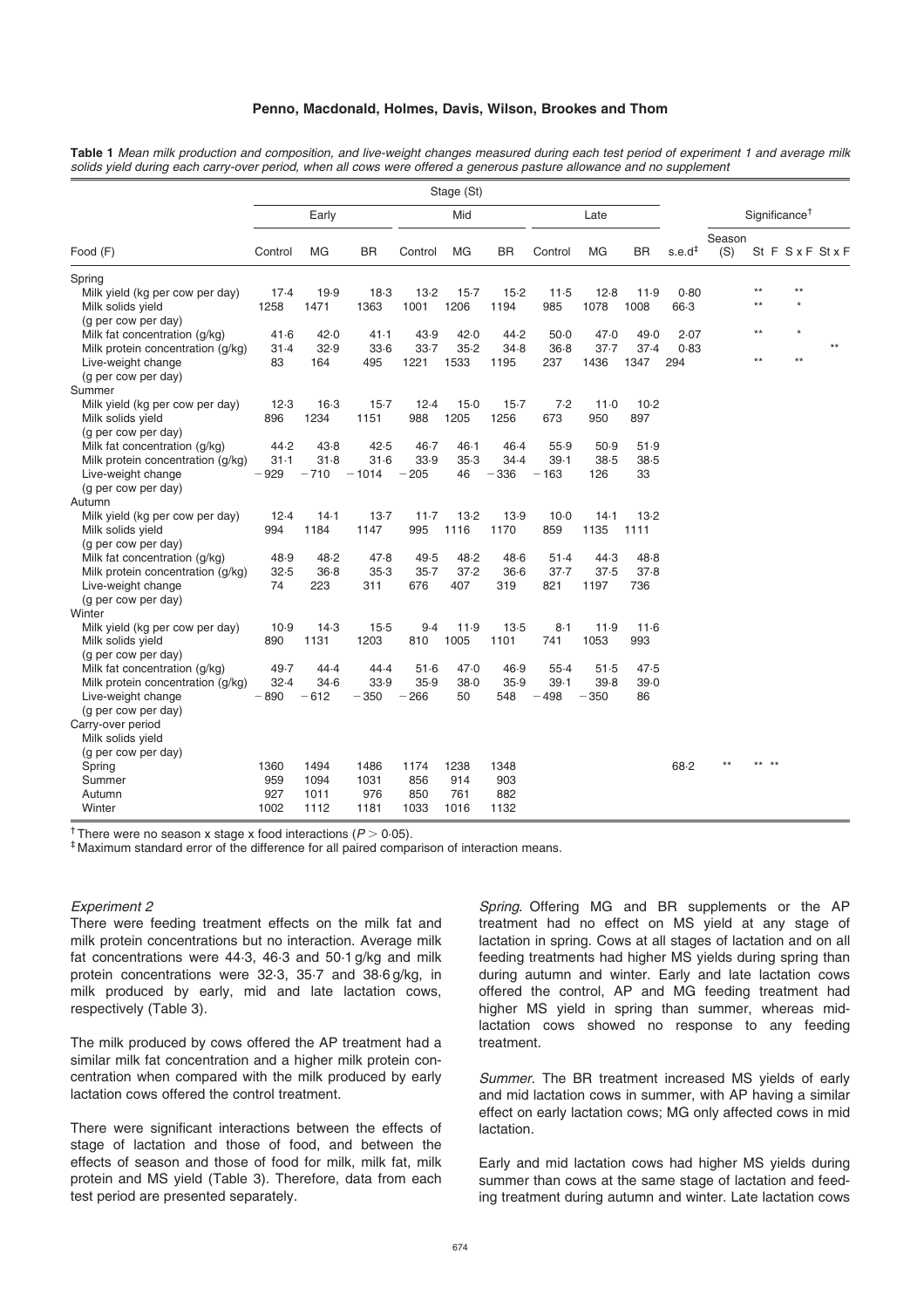**Table 1** *Mean milk production and composition, and live-weight changes measured during each test period of experiment 1 and average milk solids yield during each carry-over period, when all cows were offered a generous pasture allowance and no supplement*

| | Stage (St) | | | | | | | | | | Significance† | | | | |
|---|---|---|---|---|---|---|---|---|---|---|---|---|---|---|---|
| | Early | | | Mid | | | Late | | | | | | | | |
| Food (F) | Control | MG | BR | Control | MG | BR | Control | MG | BR | s.e.d‡ | Season (S) | St | F | S x F | St x F |
| Spring | | | | | | | | | | | | | | | |
| Milk yield (kg per cow per day) | 17·4 | 19·9 | 18·3 | 13·2 | 15·7 | 15·2 | 11·5 | 12·8 | 11·9 | 0·80 | | ** | ** | | |
| Milk solids yield (g per cow per day) | 1258 | 1471 | 1363 | 1001 | 1206 | 1194 | 985 | 1078 | 1008 | 66·3 | | ** | * | | |
| Milk fat concentration (g/kg) | 41·6 | 42·0 | 41·1 | 43·9 | 42·0 | 44·2 | 50·0 | 47·0 | 49·0 | 2·07 | | ** | * | | |
| Milk protein concentration (g/kg) | 31·4 | 32·9 | 33·6 | 33·7 | 35·2 | 34·8 | 36·8 | 37·7 | 37·4 | 0·83 | | | | | ** |
| Live-weight change (g per cow per day) | 83 | 164 | 495 | 1221 | 1533 | 1195 | 237 | 1436 | 1347 | 294 | | ** | ** | | |
| Summer | | | | | | | | | | | | | | | |
| Milk yield (kg per cow per day) | 12·3 | 16·3 | 15·7 | 12·4 | 15·0 | 15·7 | 7·2 | 11·0 | 10·2 | | | | | | |
| Milk solids yield (g per cow per day) | 896 | 1234 | 1151 | 988 | 1205 | 1256 | 673 | 950 | 897 | | | | | | |
| Milk fat concentration (g/kg) | 44·2 | 43·8 | 42·5 | 46·7 | 46·1 | 46·4 | 55·9 | 50·9 | 51·9 | | | | | | |
| Milk protein concentration (g/kg) | 31·1 | 31·8 | 31·6 | 33·9 | 35·3 | 34·4 | 39·1 | 38·5 | 38·5 | | | | | | |
| Live-weight change (g per cow per day) | −929 | −710 | −1014 | −205 | 46 | −336 | −163 | 126 | 33 | | | | | | |
| Autumn | | | | | | | | | | | | | | | |
| Milk yield (kg per cow per day) | 12·4 | 14·1 | 13·7 | 11·7 | 13·2 | 13·9 | 10·0 | 14·1 | 13·2 | | | | | | |
| Milk solids yield (g per cow per day) | 994 | 1184 | 1147 | 995 | 1116 | 1170 | 859 | 1135 | 1111 | | | | | | |
| Milk fat concentration (g/kg) | 48·9 | 48·2 | 47·8 | 49·5 | 48·2 | 48·6 | 51·4 | 44·3 | 48·8 | | | | | | |
| Milk protein concentration (g/kg) | 32·5 | 36·8 | 35·3 | 35·7 | 37·2 | 36·6 | 37·7 | 37·5 | 37·8 | | | | | | |
| Live-weight change (g per cow per day) | 74 | 223 | 311 | 676 | 407 | 319 | 821 | 1197 | 736 | | | | | | |
| Winter | | | | | | | | | | | | | | | |
| Milk yield (kg per cow per day) | 10·9 | 14·3 | 15·5 | 9·4 | 11·9 | 13·5 | 8·1 | 11·9 | 11·6 | | | | | | |
| Milk solids yield (g per cow per day) | 890 | 1131 | 1203 | 810 | 1005 | 1101 | 741 | 1053 | 993 | | | | | | |
| Milk fat concentration (g/kg) | 49·7 | 44·4 | 44·4 | 51·6 | 47·0 | 46·9 | 55·4 | 51·5 | 47·5 | | | | | | |
| Milk protein concentration (g/kg) | 32·4 | 34·6 | 33·9 | 35·9 | 38·0 | 35·9 | 39·1 | 39·8 | 39·0 | | | | | | |
| Live-weight change (g per cow per day) | −890 | −612 | −350 | −266 | 50 | 548 | −498 | −350 | 86 | | | | | | |
| Carry-over period | | | | | | | | | | | | | | | |
| Milk solids yield (g per cow per day) | | | | | | | | | | | | | | | |
| Spring | 1360 | 1494 | 1486 | 1174 | 1238 | 1348 | | | | 68·2 | ** | ** | ** | | |
| Summer | 959 | 1094 | 1031 | 856 | 914 | 903 | | | | | | | | | |
| Autumn | 927 | 1011 | 976 | 850 | 761 | 882 | | | | | | | | | |
| Winter | 1002 | 1112 | 1181 | 1033 | 1016 | 1132 | | | | | | | | | |

† There were no season x stage x food interactions ($P > 0·05$).
‡ Maximum standard error of the difference for all paired comparison of interaction means.

*Experiment 2*

There were feeding treatment effects on the milk fat and milk protein concentrations but no interaction. Average milk fat concentrations were 44·3, 46·3 and 50·1 g/kg and milk protein concentrations were 32·3, 35·7 and 38·6 g/kg, in milk produced by early, mid and late lactation cows, respectively (Table 3).

The milk produced by cows offered the AP treatment had a similar milk fat concentration and a higher milk protein concentration when compared with the milk produced by early lactation cows offered the control treatment.

There were significant interactions between the effects of stage of lactation and those of food, and between the effects of season and those of food for milk, milk fat, milk protein and MS yield (Table 3). Therefore, data from each test period are presented separately.

*Spring*. Offering MG and BR supplements or the AP treatment had no effect on MS yield at any stage of lactation in spring. Cows at all stages of lactation and on all feeding treatments had higher MS yields during spring than during autumn and winter. Early and late lactation cows offered the control, AP and MG feeding treatment had higher MS yield in spring than summer, whereas mid-lactation cows showed no response to any feeding treatment.

*Summer*. The BR treatment increased MS yields of early and mid lactation cows in summer, with AP having a similar effect on early lactation cows; MG only affected cows in mid lactation.

Early and mid lactation cows had higher MS yields during summer than cows at the same stage of lactation and feeding treatment during autumn and winter. Late lactation cows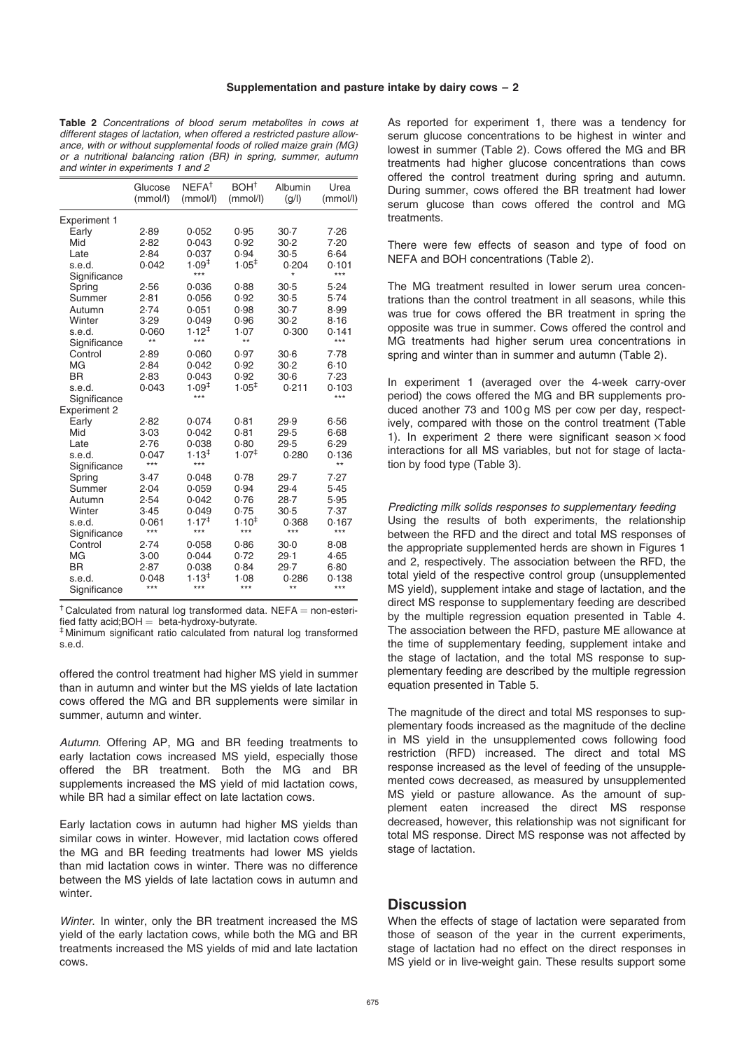**Table 2** *Concentrations of blood serum metabolites in cows at different stages of lactation, when offered a restricted pasture allowance, with or without supplemental foods of rolled maize grain (MG) or a nutritional balancing ration (BR) in spring, summer, autumn and winter in experiments 1 and 2*

| | Glucose (mmol/l) | NEFA† (mmol/l) | BOH† (mmol/l) | Albumin (g/l) | Urea (mmol/l) |
|---|---|---|---|---|---|
| Experiment 1 | | | | | |
| Early | 2·89 | 0·052 | 0·95 | 30·7 | 7·26 |
| Mid | 2·82 | 0·043 | 0·92 | 30·2 | 7·20 |
| Late | 2·84 | 0·037 | 0·94 | 30·5 | 6·64 |
| s.e.d. | 0·042 | 1·09‡ | 1·05‡ | 0·204 | 0·101 |
| Significance | | *** | | * | *** |
| Spring | 2·56 | 0·036 | 0·88 | 30·5 | 5·24 |
| Summer | 2·81 | 0·056 | 0·92 | 30·5 | 5·74 |
| Autumn | 2·74 | 0·051 | 0·98 | 30·7 | 8·99 |
| Winter | 3·29 | 0·049 | 0·96 | 30·2 | 8·16 |
| s.e.d. | 0·060 | 1·12‡ | 1·07 | 0·300 | 0·141 |
| Significance | ** | *** | ** | | *** |
| Control | 2·89 | 0·060 | 0·97 | 30·6 | 7·78 |
| MG | 2·84 | 0·042 | 0·92 | 30·2 | 6·10 |
| BR | 2·83 | 0·043 | 0·92 | 30·6 | 7·23 |
| s.e.d. | 0·043 | 1·09‡ | 1·05‡ | 0·211 | 0·103 |
| Significance | | *** | | | *** |
| Experiment 2 | | | | | |
| Early | 2·82 | 0·074 | 0·81 | 29·9 | 6·56 |
| Mid | 3·03 | 0·042 | 0·81 | 29·5 | 6·68 |
| Late | 2·76 | 0·038 | 0·80 | 29·5 | 6·29 |
| s.e.d. | 0·047 | 1·13‡ | 1·07‡ | 0·280 | 0·136 |
| Significance | *** | *** | | | ** |
| Spring | 3·47 | 0·048 | 0·78 | 29·7 | 7·27 |
| Summer | 2·04 | 0·059 | 0·94 | 29·4 | 5·45 |
| Autumn | 2·54 | 0·042 | 0·76 | 28·7 | 5·95 |
| Winter | 3·45 | 0·049 | 0·75 | 30·5 | 7·37 |
| s.e.d. | 0·061 | 1·17‡ | 1·10‡ | 0·368 | 0·167 |
| Significance | *** | *** | *** | *** | *** |
| Control | 2·74 | 0·058 | 0·86 | 30·0 | 8·08 |
| MG | 3·00 | 0·044 | 0·72 | 29·1 | 4·65 |
| BR | 2·87 | 0·038 | 0·84 | 29·7 | 6·80 |
| s.e.d. | 0·048 | 1·13‡ | 1·08 | 0·286 | 0·138 |
| Significance | *** | *** | *** | ** | *** |

† Calculated from natural log transformed data. NEFA = non-esterified fatty acid; BOH = beta-hydroxy-butyrate.
‡ Minimum significant ratio calculated from natural log transformed s.e.d.

offered the control treatment had higher MS yield in summer than in autumn and winter but the MS yields of late lactation cows offered the MG and BR supplements were similar in summer, autumn and winter.

*Autumn*. Offering AP, MG and BR feeding treatments to early lactation cows increased MS yield, especially those offered the BR treatment. Both the MG and BR supplements increased the MS yield of mid lactation cows, while BR had a similar effect on late lactation cows.

Early lactation cows in autumn had higher MS yields than similar cows in winter. However, mid lactation cows offered the MG and BR feeding treatments had lower MS yields than mid lactation cows in winter. There was no difference between the MS yields of late lactation cows in autumn and winter.

*Winter*. In winter, only the BR treatment increased the MS yield of the early lactation cows, while both the MG and BR treatments increased the MS yields of mid and late lactation cows.

As reported for experiment 1, there was a tendency for serum glucose concentrations to be highest in winter and lowest in summer (Table 2). Cows offered the MG and BR treatments had higher glucose concentrations than cows offered the control treatment during spring and autumn. During summer, cows offered the BR treatment had lower serum glucose than cows offered the control and MG treatments.

There were few effects of season and type of food on NEFA and BOH concentrations (Table 2).

The MG treatment resulted in lower serum urea concentrations than the control treatment in all seasons, while this was true for cows offered the BR treatment in spring the opposite was true in summer. Cows offered the control and MG treatments had higher serum urea concentrations in spring and winter than in summer and autumn (Table 2).

In experiment 1 (averaged over the 4-week carry-over period) the cows offered the MG and BR supplements produced another 73 and 100 g MS per cow per day, respectively, compared with those on the control treatment (Table 1). In experiment 2 there were significant season × food interactions for all MS variables, but not for stage of lactation by food type (Table 3).

*Predicting milk solids responses to supplementary feeding*

Using the results of both experiments, the relationship between the RFD and the direct and total MS responses of the appropriate supplemented herds are shown in Figures 1 and 2, respectively. The association between the RFD, the total yield of the respective control group (unsupplemented MS yield), supplement intake and stage of lactation, and the direct MS response to supplementary feeding are described by the multiple regression equation presented in Table 4. The association between the RFD, pasture ME allowance at the time of supplementary feeding, supplement intake and the stage of lactation, and the total MS response to supplementary feeding are described by the multiple regression equation presented in Table 5.

The magnitude of the direct and total MS responses to supplementary foods increased as the magnitude of the decline in MS yield in the unsupplemented cows following food restriction (RFD) increased. The direct and total MS response increased as the level of feeding of the unsupplemented cows decreased, as measured by unsupplemented MS yield or pasture allowance. As the amount of supplement eaten increased the direct MS response decreased, however, this relationship was not significant for total MS response. Direct MS response was not affected by stage of lactation.

## Discussion

When the effects of stage of lactation were separated from those of season of the year in the current experiments, stage of lactation had no effect on the direct responses in MS yield or in live-weight gain. These results support some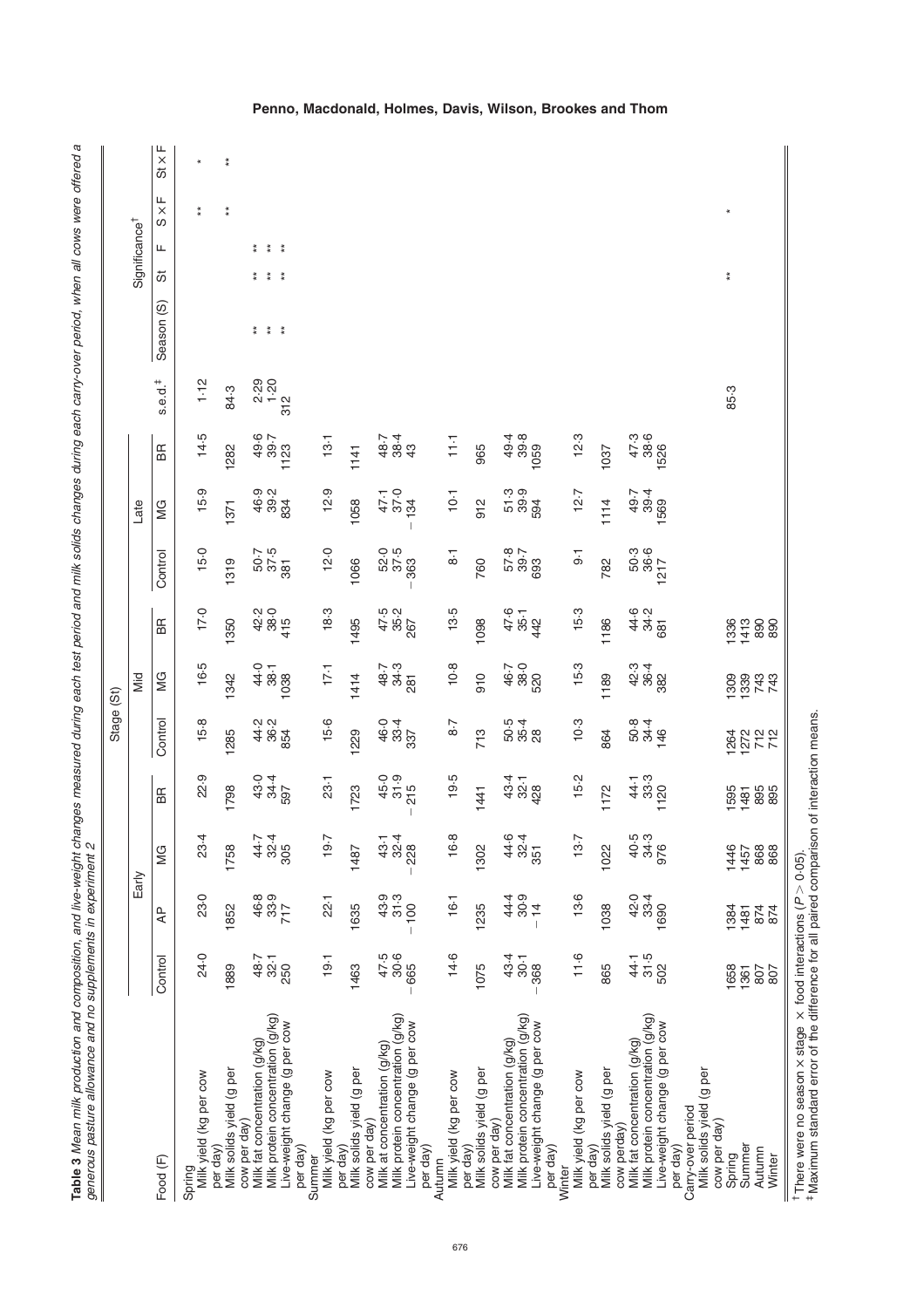**Table 3** *Mean milk production and composition, and live-weight changes measured during each test period and milk solids changes during each carry-over period, when all cows were offered a generous pasture allowance and no supplements in experiment 2*

| Food (F) | Stage (St) | | | | | | | | | | s.e.d.‡ | Significance† | | | | |
|---|---|---|---|---|---|---|---|---|---|---|---|---|---|---|---|---|
| | Early | | | | Mid | | | Late | | | | | | | | |
| | Control | AP | MG | BR | Control | MG | BR | Control | MG | BR | | Season (S) | St | F | S × F | St × F |
| **Spring** | | | | | | | | | | | | | | | | |
| Milk yield (kg per cow per day) | 24·0 | 23·0 | 23·4 | 22·9 | 15·8 | 16·5 | 17·0 | 15·0 | 15·9 | 14·5 | 1·12 | | | | ** | * |
| Milk solids yield (g per cow per day) | 1889 | 1852 | 1758 | 1798 | 1285 | 1342 | 1350 | 1319 | 1371 | 1282 | 84·3 | | | | ** | ** |
| Milk fat concentration (g/kg) | 48·7 | 46·8 | 44·7 | 43·0 | 44·2 | 44·0 | 42·2 | 50·7 | 46·9 | 49·6 | 2·29 | ** | ** | ** | | |
| Milk protein concentration (g/kg) | 32·1 | 33·9 | 32·4 | 34·4 | 36·2 | 38·1 | 38·0 | 37·5 | 39·2 | 39·7 | 1·20 | ** | ** | ** | | |
| Live-weight change (g per cow per day) | 250 | 717 | 305 | 597 | 854 | 1038 | 415 | 381 | 834 | 1123 | 312 | ** | ** | ** | | |
| **Summer** | | | | | | | | | | | | | | | | |
| Milk yield (kg per cow per day) | 19·1 | 22·1 | 19·7 | 23·1 | 15·6 | 17·1 | 18·3 | 12·0 | 12·9 | 13·1 | | | | | | |
| Milk solids yield (g per cow per day) | 1463 | 1635 | 1487 | 1723 | 1229 | 1414 | 1495 | 1066 | 1058 | 1141 | | | | | | |
| Milk at concentration (g/kg) | 47·5 | 43·9 | 43·1 | 45·0 | 46·0 | 48·7 | 47·5 | 52·0 | 47·1 | 48·7 | | | | | | |
| Milk protein concentration (g/kg) | 30·6 | 31·3 | 32·4 | 31·9 | 33·4 | 34·3 | 35·2 | 37·5 | 37·0 | 38·4 | | | | | | |
| Live-weight change (g per cow per day) | −665 | −100 | −228 | −215 | 337 | 281 | 267 | −363 | −134 | 43 | | | | | | |
| **Autumn** | | | | | | | | | | | | | | | | |
| Milk yield (kg per cow per day) | 14·6 | 16·1 | 16·8 | 19·5 | 8·7 | 10·8 | 13·5 | 8·1 | 10·1 | 11·1 | | | | | | |
| Milk solids yield (g per cow per day) | 1075 | 1235 | 1302 | 1441 | 713 | 910 | 1098 | 760 | 912 | 965 | | | | | | |
| Milk fat concentration (g/kg) | 43·4 | 44·4 | 44·6 | 43·4 | 50·5 | 46·7 | 47·6 | 57·8 | 51·3 | 49·4 | | | | | | |
| Milk protein concentration (g/kg) | 30·1 | 30·9 | 32·4 | 32·1 | 35·4 | 38·0 | 35·1 | 39·7 | 39·9 | 39·8 | | | | | | |
| Live-weight change (g per cow per day) | −368 | −14 | 351 | 428 | 28 | 520 | 442 | 693 | 594 | 1059 | | | | | | |
| **Winter** | | | | | | | | | | | | | | | | |
| Milk yield (kg per cow per day) | 11·6 | 13·6 | 13·7 | 15·2 | 10·3 | 15·3 | 15·3 | 9·1 | 12·7 | 12·3 | | | | | | |
| Milk solids yield (g per cow perday) | 865 | 1038 | 1022 | 1172 | 864 | 1189 | 1186 | 782 | 1114 | 1037 | | | | | | |
| Milk fat concentration (g/kg) | 44·1 | 42·0 | 40·5 | 44·1 | 50·8 | 42·3 | 44·6 | 50·3 | 49·7 | 47·3 | | | | | | |
| Milk protein concentration (g/kg) | 31·5 | 33·4 | 34·3 | 33·3 | 34·4 | 36·4 | 34·2 | 36·6 | 39·4 | 38·6 | | | | | | |
| Live-weight change (g per cow per day) | 502 | 1690 | 976 | 1120 | 146 | 382 | 681 | 1217 | 1569 | 1526 | | | | | | |
| **Carry-over period** | | | | | | | | | | | | | | | | |
| Milk solids yield (g per cow per day) | | | | | | | | | | | 85·3 | | ** | | * | |
| Spring | 1658 | 1384 | 1446 | 1595 | 1264 | 1309 | 1336 | | | | | | | | | |
| Summer | 1361 | 1481 | 1457 | 1481 | 1272 | 1339 | 1413 | | | | | | | | | |
| Autumn | 807 | 874 | 868 | 895 | 712 | 743 | 890 | | | | | | | | | |
| Winter | 807 | 874 | 868 | 895 | 712 | 743 | 890 | | | | | | | | | |

† There were no season × stage × food interactions ($P > 0·05$).
‡ Maximum standard error of the difference for all paired comparison of interaction means.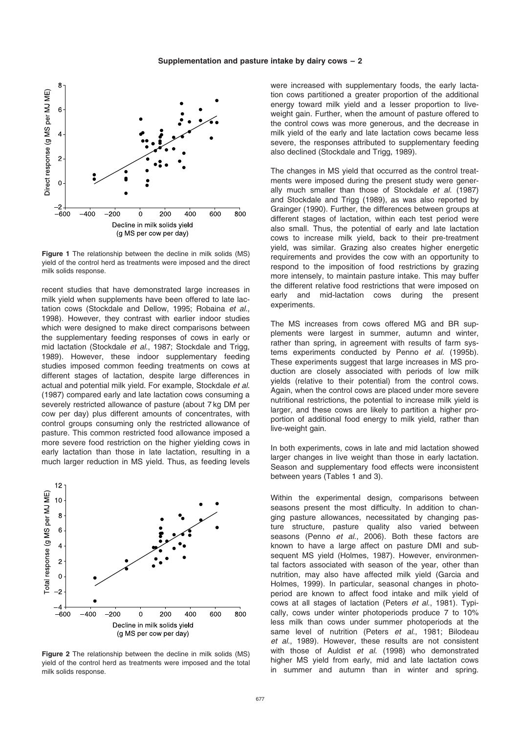**Figure 1** The relationship between the decline in milk solids (MS) yield of the control herd as treatments were imposed and the direct milk solids response.

recent studies that have demonstrated large increases in milk yield when supplements have been offered to late lactation cows (Stockdale and Dellow, 1995; Robaina *et al.*, 1998). However, they contrast with earlier indoor studies which were designed to make direct comparisons between the supplementary feeding responses of cows in early or mid lactation (Stockdale *et al.*, 1987; Stockdale and Trigg, 1989). However, these indoor supplementary feeding studies imposed common feeding treatments on cows at different stages of lactation, despite large differences in actual and potential milk yield. For example, Stockdale *et al.* (1987) compared early and late lactation cows consuming a severely restricted allowance of pasture (about 7 kg DM per cow per day) plus different amounts of concentrates, with control groups consuming only the restricted allowance of pasture. This common restricted food allowance imposed a more severe food restriction on the higher yielding cows in early lactation than those in late lactation, resulting in a much larger reduction in MS yield. Thus, as feeding levels

**Figure 2** The relationship between the decline in milk solids (MS) yield of the control herd as treatments were imposed and the total milk solids response.

were increased with supplementary foods, the early lactation cows partitioned a greater proportion of the additional energy toward milk yield and a lesser proportion to live-weight gain. Further, when the amount of pasture offered to the control cows was more generous, and the decrease in milk yield of the early and late lactation cows became less severe, the responses attributed to supplementary feeding also declined (Stockdale and Trigg, 1989).

The changes in MS yield that occurred as the control treatments were imposed during the present study were generally much smaller than those of Stockdale *et al.* (1987) and Stockdale and Trigg (1989), as was also reported by Grainger (1990). Further, the differences between groups at different stages of lactation, within each test period were also small. Thus, the potential of early and late lactation cows to increase milk yield, back to their pre-treatment yield, was similar. Grazing also creates higher energetic requirements and provides the cow with an opportunity to respond to the imposition of food restrictions by grazing more intensely, to maintain pasture intake. This may buffer the different relative food restrictions that were imposed on early and mid-lactation cows during the present experiments.

The MS increases from cows offered MG and BR supplements were largest in summer, autumn and winter, rather than spring, in agreement with results of farm systems experiments conducted by Penno *et al.* (1995b). These experiments suggest that large increases in MS production are closely associated with periods of low milk yields (relative to their potential) from the control cows. Again, when the control cows are placed under more severe nutritional restrictions, the potential to increase milk yield is larger, and these cows are likely to partition a higher proportion of additional food energy to milk yield, rather than live-weight gain.

In both experiments, cows in late and mid lactation showed larger changes in live weight than those in early lactation. Season and supplementary food effects were inconsistent between years (Tables 1 and 3).

Within the experimental design, comparisons between seasons present the most difficulty. In addition to changing pasture allowances, necessitated by changing pasture structure, pasture quality also varied between seasons (Penno *et al.*, 2006). Both these factors are known to have a large affect on pasture DMI and subsequent MS yield (Holmes, 1987). However, environmental factors associated with season of the year, other than nutrition, may also have affected milk yield (Garcia and Holmes, 1999). In particular, seasonal changes in photoperiod are known to affect food intake and milk yield of cows at all stages of lactation (Peters *et al.*, 1981). Typically, cows under winter photoperiods produce 7 to 10% less milk than cows under summer photoperiods at the same level of nutrition (Peters *et al.*, 1981; Bilodeau *et al.*, 1989). However, these results are not consistent with those of Auldist *et al.* (1998) who demonstrated higher MS yield from early, mid and late lactation cows in summer and autumn than in winter and spring.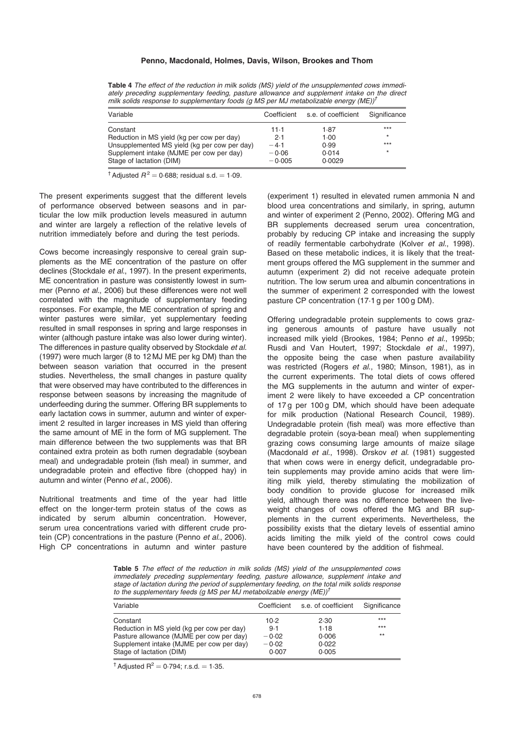**Table 4** *The effect of the reduction in milk solids (MS) yield of the unsupplemented cows immediately preceding supplementary feeding, pasture allowance and supplement intake on the direct milk solids response to supplementary foods (g MS per MJ metabolizable energy (ME))*[†]

| Variable | Coefficient | s.e. of coefficient | Significance |
|---|---|---|---|
| Constant | 11·1 | 1·87 | *** |
| Reduction in MS yield (kg per cow per day) | 2·1 | 1·00 | * |
| Unsupplemented MS yield (kg per cow per day) | −4·1 | 0·99 | *** |
| Supplement intake (MJME per cow per day) | −0·06 | 0·014 | * |
| Stage of lactation (DIM) | −0·005 | 0·0029 | |

[†] Adjusted $R^2 = 0{\cdot}688$; residual s.d. = 1·09.

The present experiments suggest that the different levels of performance observed between seasons and in particular the low milk production levels measured in autumn and winter are largely a reflection of the relative levels of nutrition immediately before and during the test periods.

Cows become increasingly responsive to cereal grain supplements as the ME concentration of the pasture on offer declines (Stockdale *et al*., 1997). In the present experiments, ME concentration in pasture was consistently lowest in summer (Penno *et al*., 2006) but these differences were not well correlated with the magnitude of supplementary feeding responses. For example, the ME concentration of spring and winter pastures were similar, yet supplementary feeding resulted in small responses in spring and large responses in winter (although pasture intake was also lower during winter). The differences in pasture quality observed by Stockdale *et al*. (1997) were much larger (8 to 12 MJ ME per kg DM) than the between season variation that occurred in the present studies. Nevertheless, the small changes in pasture quality that were observed may have contributed to the differences in response between seasons by increasing the magnitude of underfeeding during the summer. Offering BR supplements to early lactation cows in summer, autumn and winter of experiment 2 resulted in larger increases in MS yield than offering the same amount of ME in the form of MG supplement. The main difference between the two supplements was that BR contained extra protein as both rumen degradable (soybean meal) and undegradable protein (fish meal) in summer, and undegradable protein and effective fibre (chopped hay) in autumn and winter (Penno *et al*., 2006).

Nutritional treatments and time of the year had little effect on the longer-term protein status of the cows as indicated by serum albumin concentration. However, serum urea concentrations varied with different crude protein (CP) concentrations in the pasture (Penno *et al*., 2006). High CP concentrations in autumn and winter pasture (experiment 1) resulted in elevated rumen ammonia N and blood urea concentrations and similarly, in spring, autumn and winter of experiment 2 (Penno, 2002). Offering MG and BR supplements decreased serum urea concentration, probably by reducing CP intake and increasing the supply of readily fermentable carbohydrate (Kolver *et al*., 1998). Based on these metabolic indices, it is likely that the treatment groups offered the MG supplement in the summer and autumn (experiment 2) did not receive adequate protein nutrition. The low serum urea and albumin concentrations in the summer of experiment 2 corresponded with the lowest pasture CP concentration (17·1 g per 100 g DM).

Offering undegradable protein supplements to cows grazing generous amounts of pasture have usually not increased milk yield (Brookes, 1984; Penno *et al*., 1995b; Rusdi and Van Houtert, 1997; Stockdale *et al*., 1997), the opposite being the case when pasture availability was restricted (Rogers *et al*., 1980; Minson, 1981), as in the current experiments. The total diets of cows offered the MG supplements in the autumn and winter of experiment 2 were likely to have exceeded a CP concentration of 17 g per 100 g DM, which should have been adequate for milk production (National Research Council, 1989). Undegradable protein (fish meal) was more effective than degradable protein (soya-bean meal) when supplementing grazing cows consuming large amounts of maize silage (Macdonald *et al*., 1998). Ørskov *et al*. (1981) suggested that when cows were in energy deficit, undegradable protein supplements may provide amino acids that were limiting milk yield, thereby stimulating the mobilization of body condition to provide glucose for increased milk yield, although there was no difference between the liveweight changes of cows offered the MG and BR supplements in the current experiments. Nevertheless, the possibility exists that the dietary levels of essential amino acids limiting the milk yield of the control cows could have been countered by the addition of fishmeal.

**Table 5** *The effect of the reduction in milk solids (MS) yield of the unsupplemented cows immediately preceding supplementary feeding, pasture allowance, supplement intake and stage of lactation during the period of supplementary feeding, on the total milk solids response to the supplementary feeds (g MS per MJ metabolizable energy (ME))*[†]

| Variable | Coefficient | s.e. of coefficient | Significance |
|---|---|---|---|
| Constant | 10·2 | 2·30 | *** |
| Reduction in MS yield (kg per cow per day) | 9·1 | 1·18 | *** |
| Pasture allowance (MJME per cow per day) | −0·02 | 0·006 | ** |
| Supplement intake (MJME per cow per day) | −0·02 | 0·022 | |
| Stage of lactation (DIM) | 0·007 | 0·005 | |

[†] Adjusted $R^2 = 0{\cdot}794$; r.s.d. = 1·35.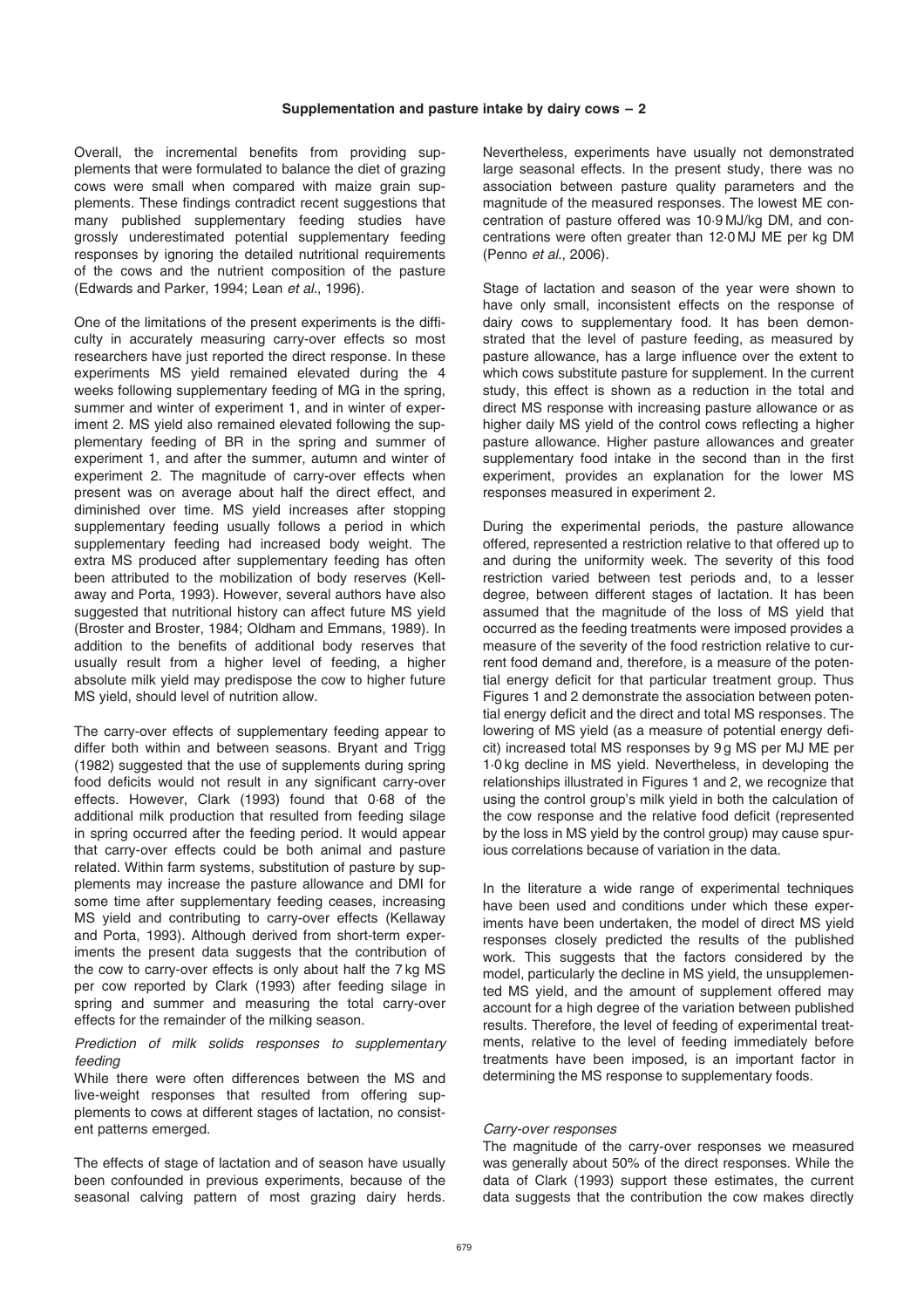Overall, the incremental benefits from providing supplements that were formulated to balance the diet of grazing cows were small when compared with maize grain supplements. These findings contradict recent suggestions that many published supplementary feeding studies have grossly underestimated potential supplementary feeding responses by ignoring the detailed nutritional requirements of the cows and the nutrient composition of the pasture (Edwards and Parker, 1994; Lean *et al*., 1996).

One of the limitations of the present experiments is the difficulty in accurately measuring carry-over effects so most researchers have just reported the direct response. In these experiments MS yield remained elevated during the 4 weeks following supplementary feeding of MG in the spring, summer and winter of experiment 1, and in winter of experiment 2. MS yield also remained elevated following the supplementary feeding of BR in the spring and summer of experiment 1, and after the summer, autumn and winter of experiment 2. The magnitude of carry-over effects when present was on average about half the direct effect, and diminished over time. MS yield increases after stopping supplementary feeding usually follows a period in which supplementary feeding had increased body weight. The extra MS produced after supplementary feeding has often been attributed to the mobilization of body reserves (Kellaway and Porta, 1993). However, several authors have also suggested that nutritional history can affect future MS yield (Broster and Broster, 1984; Oldham and Emmans, 1989). In addition to the benefits of additional body reserves that usually result from a higher level of feeding, a higher absolute milk yield may predispose the cow to higher future MS yield, should level of nutrition allow.

The carry-over effects of supplementary feeding appear to differ both within and between seasons. Bryant and Trigg (1982) suggested that the use of supplements during spring food deficits would not result in any significant carry-over effects. However, Clark (1993) found that 0·68 of the additional milk production that resulted from feeding silage in spring occurred after the feeding period. It would appear that carry-over effects could be both animal and pasture related. Within farm systems, substitution of pasture by supplements may increase the pasture allowance and DMI for some time after supplementary feeding ceases, increasing MS yield and contributing to carry-over effects (Kellaway and Porta, 1993). Although derived from short-term experiments the present data suggests that the contribution of the cow to carry-over effects is only about half the 7 kg MS per cow reported by Clark (1993) after feeding silage in spring and summer and measuring the total carry-over effects for the remainder of the milking season.

*Prediction of milk solids responses to supplementary feeding*

While there were often differences between the MS and live-weight responses that resulted from offering supplements to cows at different stages of lactation, no consistent patterns emerged.

The effects of stage of lactation and of season have usually been confounded in previous experiments, because of the seasonal calving pattern of most grazing dairy herds. Nevertheless, experiments have usually not demonstrated large seasonal effects. In the present study, there was no association between pasture quality parameters and the magnitude of the measured responses. The lowest ME concentration of pasture offered was 10·9 MJ/kg DM, and concentrations were often greater than 12·0 MJ ME per kg DM (Penno *et al*., 2006).

Stage of lactation and season of the year were shown to have only small, inconsistent effects on the response of dairy cows to supplementary food. It has been demonstrated that the level of pasture feeding, as measured by pasture allowance, has a large influence over the extent to which cows substitute pasture for supplement. In the current study, this effect is shown as a reduction in the total and direct MS response with increasing pasture allowance or as higher daily MS yield of the control cows reflecting a higher pasture allowance. Higher pasture allowances and greater supplementary food intake in the second than in the first experiment, provides an explanation for the lower MS responses measured in experiment 2.

During the experimental periods, the pasture allowance offered, represented a restriction relative to that offered up to and during the uniformity week. The severity of this food restriction varied between test periods and, to a lesser degree, between different stages of lactation. It has been assumed that the magnitude of the loss of MS yield that occurred as the feeding treatments were imposed provides a measure of the severity of the food restriction relative to current food demand and, therefore, is a measure of the potential energy deficit for that particular treatment group. Thus Figures 1 and 2 demonstrate the association between potential energy deficit and the direct and total MS responses. The lowering of MS yield (as a measure of potential energy deficit) increased total MS responses by 9 g MS per MJ ME per 1·0 kg decline in MS yield. Nevertheless, in developing the relationships illustrated in Figures 1 and 2, we recognize that using the control group's milk yield in both the calculation of the cow response and the relative food deficit (represented by the loss in MS yield by the control group) may cause spurious correlations because of variation in the data.

In the literature a wide range of experimental techniques have been used and conditions under which these experiments have been undertaken, the model of direct MS yield responses closely predicted the results of the published work. This suggests that the factors considered by the model, particularly the decline in MS yield, the unsupplemented MS yield, and the amount of supplement offered may account for a high degree of the variation between published results. Therefore, the level of feeding of experimental treatments, relative to the level of feeding immediately before treatments have been imposed, is an important factor in determining the MS response to supplementary foods.

*Carry-over responses*

The magnitude of the carry-over responses we measured was generally about 50% of the direct responses. While the data of Clark (1993) support these estimates, the current data suggests that the contribution the cow makes directly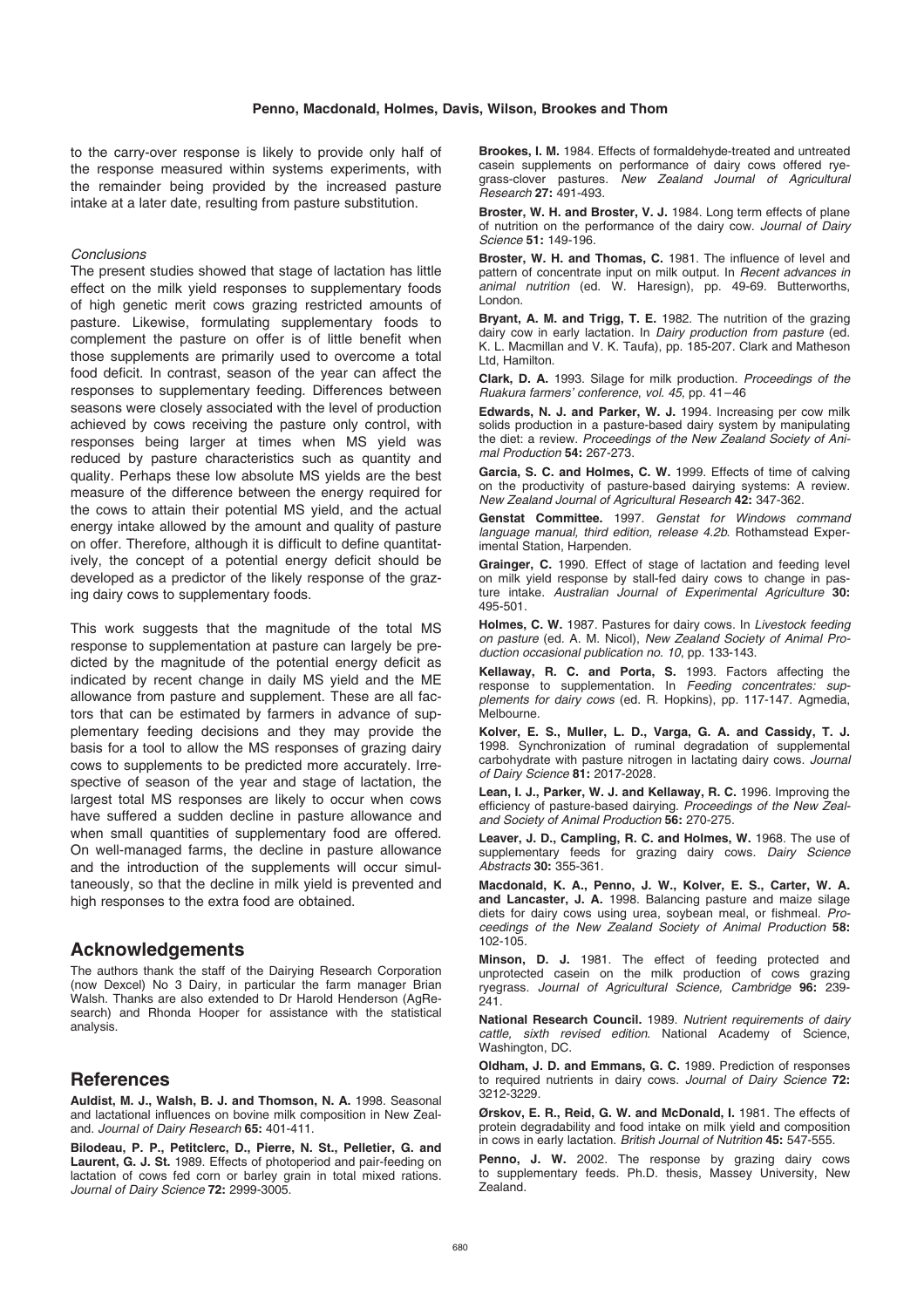to the carry-over response is likely to provide only half of the response measured within systems experiments, with the remainder being provided by the increased pasture intake at a later date, resulting from pasture substitution.

### *Conclusions*

The present studies showed that stage of lactation has little effect on the milk yield responses to supplementary foods of high genetic merit cows grazing restricted amounts of pasture. Likewise, formulating supplementary foods to complement the pasture on offer is of little benefit when those supplements are primarily used to overcome a total food deficit. In contrast, season of the year can affect the responses to supplementary feeding. Differences between seasons were closely associated with the level of production achieved by cows receiving the pasture only control, with responses being larger at times when MS yield was reduced by pasture characteristics such as quantity and quality. Perhaps these low absolute MS yields are the best measure of the difference between the energy required for the cows to attain their potential MS yield, and the actual energy intake allowed by the amount and quality of pasture on offer. Therefore, although it is difficult to define quantitatively, the concept of a potential energy deficit should be developed as a predictor of the likely response of the grazing dairy cows to supplementary foods.

This work suggests that the magnitude of the total MS response to supplementation at pasture can largely be predicted by the magnitude of the potential energy deficit as indicated by recent change in daily MS yield and the ME allowance from pasture and supplement. These are all factors that can be estimated by farmers in advance of supplementary feeding decisions and they may provide the basis for a tool to allow the MS responses of grazing dairy cows to supplements to be predicted more accurately. Irrespective of season of the year and stage of lactation, the largest total MS responses are likely to occur when cows have suffered a sudden decline in pasture allowance and when small quantities of supplementary food are offered. On well-managed farms, the decline in pasture allowance and the introduction of the supplements will occur simultaneously, so that the decline in milk yield is prevented and high responses to the extra food are obtained.

## Acknowledgements

The authors thank the staff of the Dairying Research Corporation (now Dexcel) No 3 Dairy, in particular the farm manager Brian Walsh. Thanks are also extended to Dr Harold Henderson (AgResearch) and Rhonda Hooper for assistance with the statistical analysis.

## References

**Auldist, M. J., Walsh, B. J. and Thomson, N. A.** 1998. Seasonal and lactational influences on bovine milk composition in New Zealand. *Journal of Dairy Research* **65:** 401-411.

**Bilodeau, P. P., Petitclerc, D., Pierre, N. St., Pelletier, G. and Laurent, G. J. St.** 1989. Effects of photoperiod and pair-feeding on lactation of cows fed corn or barley grain in total mixed rations. *Journal of Dairy Science* **72:** 2999-3005.

**Brookes, I. M.** 1984. Effects of formaldehyde-treated and untreated casein supplements on performance of dairy cows offered ryegrass-clover pastures. *New Zealand Journal of Agricultural Research* **27:** 491-493.

**Broster, W. H. and Broster, V. J.** 1984. Long term effects of plane of nutrition on the performance of the dairy cow. *Journal of Dairy Science* **51:** 149-196.

**Broster, W. H. and Thomas, C.** 1981. The influence of level and pattern of concentrate input on milk output. In *Recent advances in animal nutrition* (ed. W. Haresign), pp. 49-69. Butterworths, London.

**Bryant, A. M. and Trigg, T. E.** 1982. The nutrition of the grazing dairy cow in early lactation. In *Dairy production from pasture* (ed. K. L. Macmillan and V. K. Taufa), pp. 185-207. Clark and Matheson Ltd, Hamilton.

**Clark, D. A.** 1993. Silage for milk production. *Proceedings of the Ruakura farmers' conference, vol. 45*, pp. 41–46

**Edwards, N. J. and Parker, W. J.** 1994. Increasing per cow milk solids production in a pasture-based dairy system by manipulating the diet: a review. *Proceedings of the New Zealand Society of Animal Production* **54:** 267-273.

**Garcia, S. C. and Holmes, C. W.** 1999. Effects of time of calving on the productivity of pasture-based dairying systems: A review. *New Zealand Journal of Agricultural Research* **42:** 347-362.

**Genstat Committee.** 1997. *Genstat for Windows command language manual, third edition, release 4.2b.* Rothamstead Experimental Station, Harpenden.

**Grainger, C.** 1990. Effect of stage of lactation and feeding level on milk yield response by stall-fed dairy cows to change in pasture intake. *Australian Journal of Experimental Agriculture* **30:** 495-501.

**Holmes, C. W.** 1987. Pastures for dairy cows. In *Livestock feeding on pasture* (ed. A. M. Nicol), *New Zealand Society of Animal Production occasional publication no. 10*, pp. 133-143.

**Kellaway, R. C. and Porta, S.** 1993. Factors affecting the response to supplementation. In *Feeding concentrates: supplements for dairy cows* (ed. R. Hopkins), pp. 117-147. Agmedia, Melbourne.

**Kolver, E. S., Muller, L. D., Varga, G. A. and Cassidy, T. J.** 1998. Synchronization of ruminal degradation of supplemental carbohydrate with pasture nitrogen in lactating dairy cows. *Journal of Dairy Science* **81:** 2017-2028.

**Lean, I. J., Parker, W. J. and Kellaway, R. C.** 1996. Improving the efficiency of pasture-based dairying. *Proceedings of the New Zealand Society of Animal Production* **56:** 270-275.

**Leaver, J. D., Campling, R. C. and Holmes, W.** 1968. The use of supplementary feeds for grazing dairy cows. *Dairy Science Abstracts* **30:** 355-361.

**Macdonald, K. A., Penno, J. W., Kolver, E. S., Carter, W. A. and Lancaster, J. A.** 1998. Balancing pasture and maize silage diets for dairy cows using urea, soybean meal, or fishmeal. *Proceedings of the New Zealand Society of Animal Production* **58:** 102-105.

**Minson, D. J.** 1981. The effect of feeding protected and unprotected casein on the milk production of cows grazing ryegrass. *Journal of Agricultural Science, Cambridge* **96:** 239-241.

**National Research Council.** 1989. *Nutrient requirements of dairy cattle, sixth revised edition.* National Academy of Science, Washington, DC.

**Oldham, J. D. and Emmans, G. C.** 1989. Prediction of responses to required nutrients in dairy cows. *Journal of Dairy Science* **72:** 3212-3229.

**Ørskov, E. R., Reid, G. W. and McDonald, I.** 1981. The effects of protein degradability and food intake on milk yield and composition in cows in early lactation. *British Journal of Nutrition* **45:** 547-555.

**Penno, J. W.** 2002. The response by grazing dairy cows to supplementary feeds. Ph.D. thesis, Massey University, New Zealand.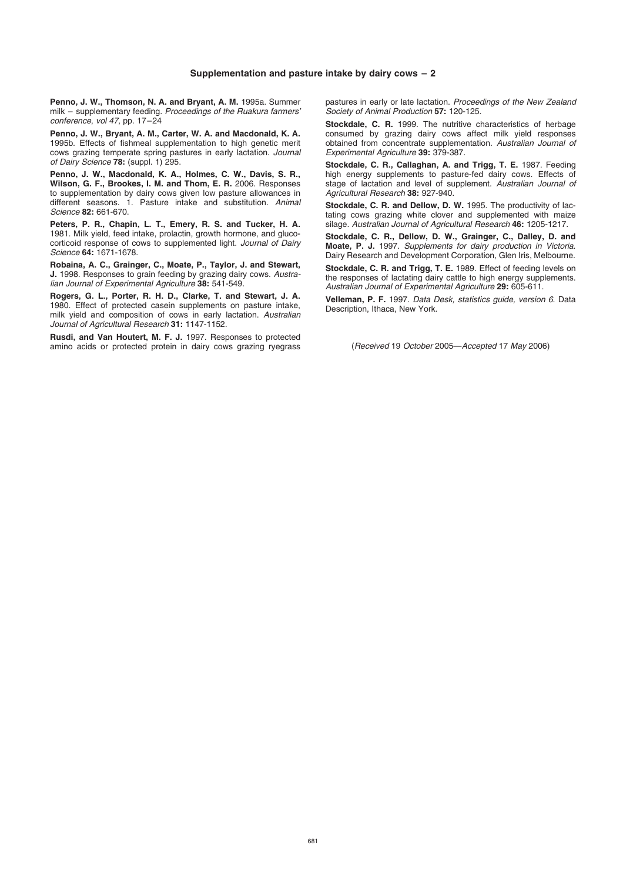**Penno, J. W., Thomson, N. A. and Bryant, A. M.** 1995a. Summer milk – supplementary feeding. *Proceedings of the Ruakura farmers' conference, vol 47*, pp. 17–24

**Penno, J. W., Bryant, A. M., Carter, W. A. and Macdonald, K. A.** 1995b. Effects of fishmeal supplementation to high genetic merit cows grazing temperate spring pastures in early lactation. *Journal of Dairy Science* **78:** (suppl. 1) 295.

**Penno, J. W., Macdonald, K. A., Holmes, C. W., Davis, S. R., Wilson, G. F., Brookes, I. M. and Thom, E. R.** 2006. Responses to supplementation by dairy cows given low pasture allowances in different seasons. 1. Pasture intake and substitution. *Animal Science* **82:** 661-670.

**Peters, P. R., Chapin, L. T., Emery, R. S. and Tucker, H. A.** 1981. Milk yield, feed intake, prolactin, growth hormone, and glucocorticoid response of cows to supplemented light. *Journal of Dairy Science* **64:** 1671-1678.

**Robaina, A. C., Grainger, C., Moate, P., Taylor, J. and Stewart, J.** 1998. Responses to grain feeding by grazing dairy cows. *Australian Journal of Experimental Agriculture* **38:** 541-549.

**Rogers, G. L., Porter, R. H. D., Clarke, T. and Stewart, J. A.** 1980. Effect of protected casein supplements on pasture intake, milk yield and composition of cows in early lactation. *Australian Journal of Agricultural Research* **31:** 1147-1152.

**Rusdi, and Van Houtert, M. F. J.** 1997. Responses to protected amino acids or protected protein in dairy cows grazing ryegrass pastures in early or late lactation. *Proceedings of the New Zealand Society of Animal Production* **57:** 120-125.

**Stockdale, C. R.** 1999. The nutritive characteristics of herbage consumed by grazing dairy cows affect milk yield responses obtained from concentrate supplementation. *Australian Journal of Experimental Agriculture* **39:** 379-387.

**Stockdale, C. R., Callaghan, A. and Trigg, T. E.** 1987. Feeding high energy supplements to pasture-fed dairy cows. Effects of stage of lactation and level of supplement. *Australian Journal of Agricultural Research* **38:** 927-940.

**Stockdale, C. R. and Dellow, D. W.** 1995. The productivity of lactating cows grazing white clover and supplemented with maize silage. *Australian Journal of Agricultural Research* **46:** 1205-1217.

**Stockdale, C. R., Dellow, D. W., Grainger, C., Dalley, D. and Moate, P. J.** 1997. *Supplements for dairy production in Victoria.* Dairy Research and Development Corporation, Glen Iris, Melbourne.

**Stockdale, C. R. and Trigg, T. E.** 1989. Effect of feeding levels on the responses of lactating dairy cattle to high energy supplements. *Australian Journal of Experimental Agriculture* **29:** 605-611.

**Velleman, P. F.** 1997. *Data Desk, statistics guide, version 6.* Data Description, Ithaca, New York.

(*Received* 19 *October* 2005—*Accepted* 17 *May* 2006)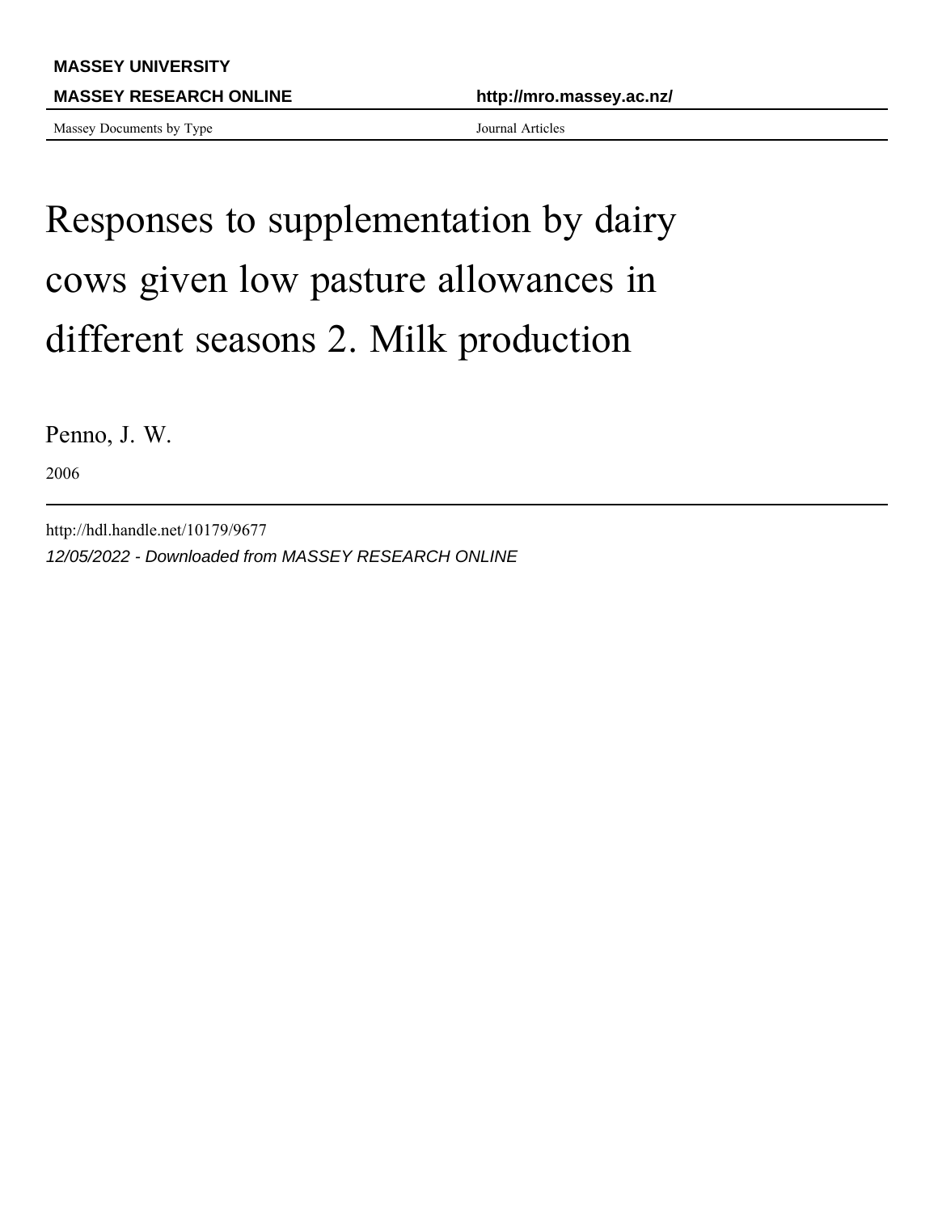MASSEY UNIVERSITY

MASSEY RESEARCH ONLINE

http://mro.massey.ac.nz/

Massey Documents by Type

Journal Articles

# Responses to supplementation by dairy cows given low pasture allowances in different seasons 2. Milk production

Penno, J. W.

2006

http://hdl.handle.net/10179/9677

*12/05/2022 - Downloaded from MASSEY RESEARCH ONLINE*